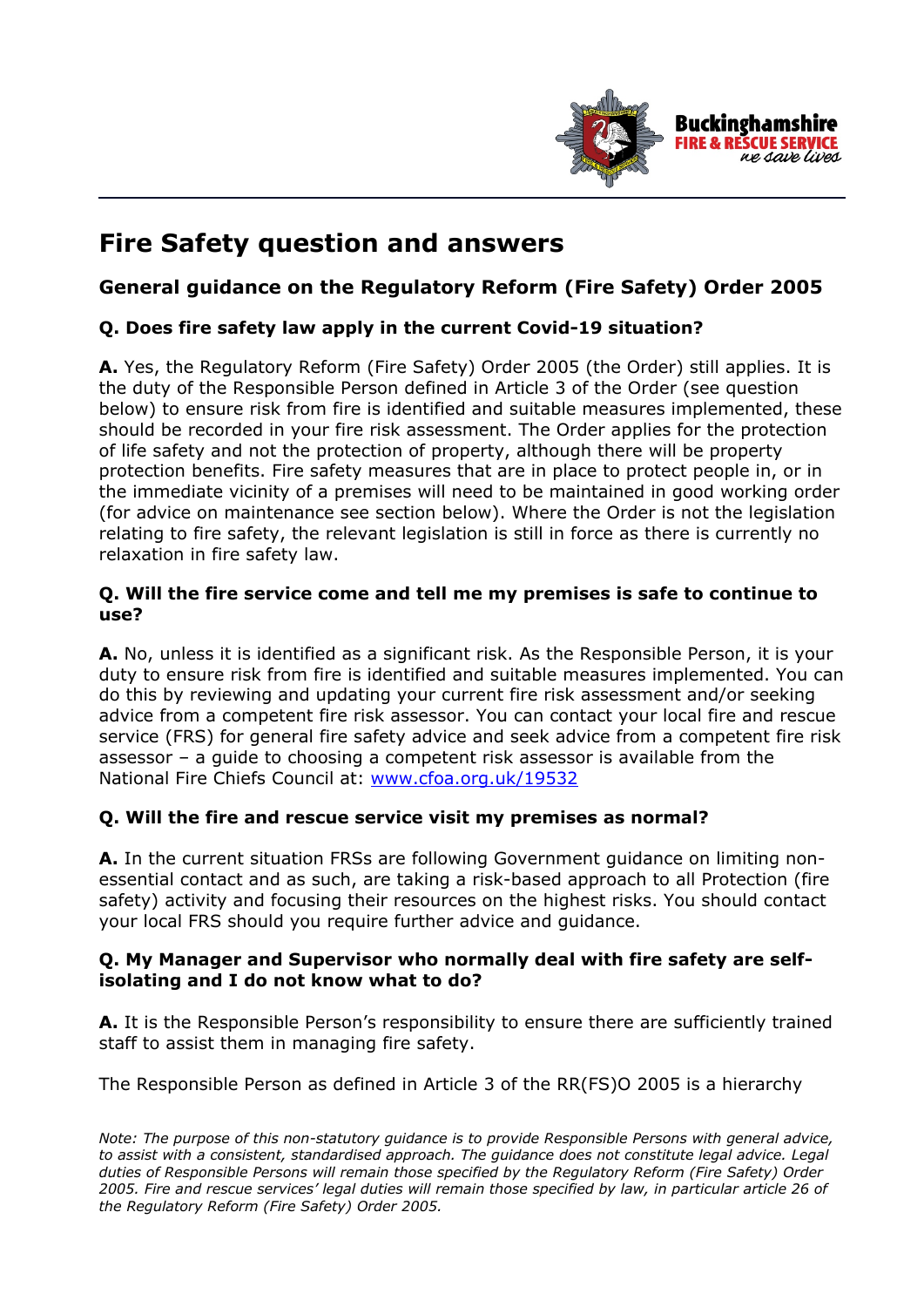# Fire Safety question and answers

## General guidance on the Regulatory Reform (Fire Safety) Order 2005

### Q. Does fire safety law apply in the current Covid-19 situation?

**A.** Yes, the Regulatory Reform (Fire Safety) Order 2005 (the Order) still applies. It is the duty of the Responsible Person defined in Article 3 of the Order (see question below) to ensure risk from fire is identified and suitable measures implemented, these should be recorded in your fire risk assessment. The Order applies for the protection of life safety and not the protection of property, although there will be property protection benefits. Fire safety measures that are in place to protect people in, or in the immediate vicinity of a premises will need to be maintained in good working order (for advice on maintenance see section below). Where the Order is not the legislation relating to fire safety, the relevant legislation is still in force as there is currently no relaxation in fire safety law.

### Q. Will the fire service come and tell me my premises is safe to continue to use?

**A.** No, unless it is identified as a significant risk. As the Responsible Person, it is your duty to ensure risk from fire is identified and suitable measures implemented. You can do this by reviewing and updating your current fire risk assessment and/or seeking advice from a competent fire risk assessor. You can contact your local fire and rescue service (FRS) for general fire safety advice and seek advice from a competent fire risk assessor – a guide to choosing a competent risk assessor is available from the National Fire Chiefs Council at: [www.cfoa.org.uk/19532](www.cfoa.org.uk/19532)

### Q. Will the fire and rescue service visit my premises as normal?

**A.** In the current situation FRSs are following Government guidance on limiting non-essential contact and as such, are taking a risk-based approach to all Protection (fire safety) activity and focusing their resources on the highest risks. You should contact your local FRS should you require further advice and guidance.

### Q. My Manager and Supervisor who normally deal with fire safety are self-isolating and I do not know what to do?

**A.** It is the Responsible Person's responsibility to ensure there are sufficiently trained staff to assist them in managing fire safety.

The Responsible Person as defined in Article 3 of the RR(FS)O 2005 is a hierarchy

*Note: The purpose of this non-statutory guidance is to provide Responsible Persons with general advice, to assist with a consistent, standardised approach. The guidance does not constitute legal advice. Legal duties of Responsible Persons will remain those specified by the Regulatory Reform (Fire Safety) Order 2005. Fire and rescue services' legal duties will remain those specified by law, in particular article 26 of the Regulatory Reform (Fire Safety) Order 2005.*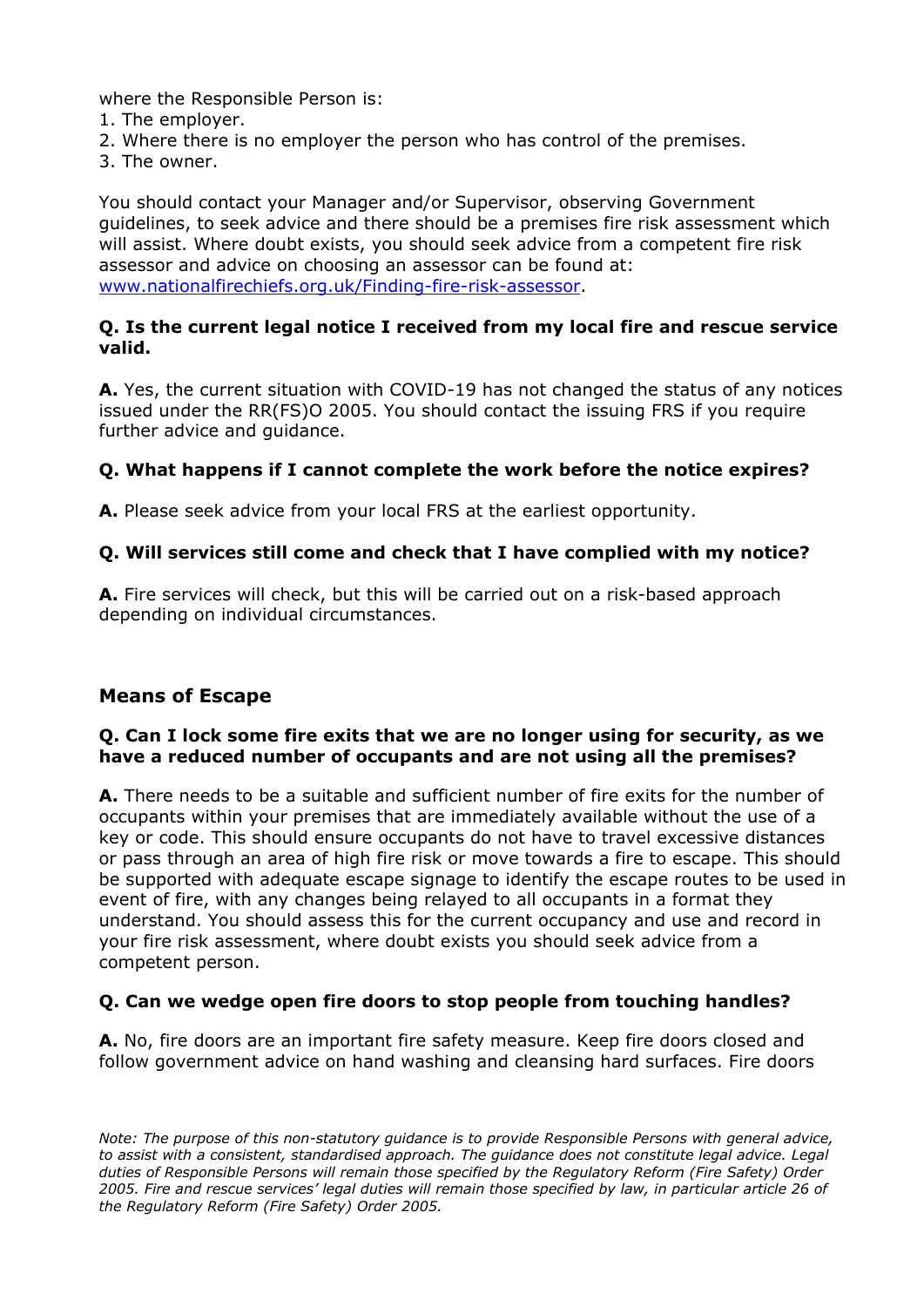where the Responsible Person is:

1. The employer.
2. Where there is no employer the person who has control of the premises.
3. The owner.

You should contact your Manager and/or Supervisor, observing Government guidelines, to seek advice and there should be a premises fire risk assessment which will assist. Where doubt exists, you should seek advice from a competent fire risk assessor and advice on choosing an assessor can be found at: [www.nationalfirechiefs.org.uk/Finding-fire-risk-assessor](http://www.nationalfirechiefs.org.uk/Finding-fire-risk-assessor).

**Q. Is the current legal notice I received from my local fire and rescue service valid.**

**A.** Yes, the current situation with COVID-19 has not changed the status of any notices issued under the RR(FS)O 2005. You should contact the issuing FRS if you require further advice and guidance.

**Q. What happens if I cannot complete the work before the notice expires?**

**A.** Please seek advice from your local FRS at the earliest opportunity.

**Q. Will services still come and check that I have complied with my notice?**

**A.** Fire services will check, but this will be carried out on a risk-based approach depending on individual circumstances.

## Means of Escape

**Q. Can I lock some fire exits that we are no longer using for security, as we have a reduced number of occupants and are not using all the premises?**

**A.** There needs to be a suitable and sufficient number of fire exits for the number of occupants within your premises that are immediately available without the use of a key or code. This should ensure occupants do not have to travel excessive distances or pass through an area of high fire risk or move towards a fire to escape. This should be supported with adequate escape signage to identify the escape routes to be used in event of fire, with any changes being relayed to all occupants in a format they understand. You should assess this for the current occupancy and use and record in your fire risk assessment, where doubt exists you should seek advice from a competent person.

**Q. Can we wedge open fire doors to stop people from touching handles?**

**A.** No, fire doors are an important fire safety measure. Keep fire doors closed and follow government advice on hand washing and cleansing hard surfaces. Fire doors

*Note: The purpose of this non-statutory guidance is to provide Responsible Persons with general advice, to assist with a consistent, standardised approach. The guidance does not constitute legal advice. Legal duties of Responsible Persons will remain those specified by the Regulatory Reform (Fire Safety) Order 2005. Fire and rescue services' legal duties will remain those specified by law, in particular article 26 of the Regulatory Reform (Fire Safety) Order 2005.*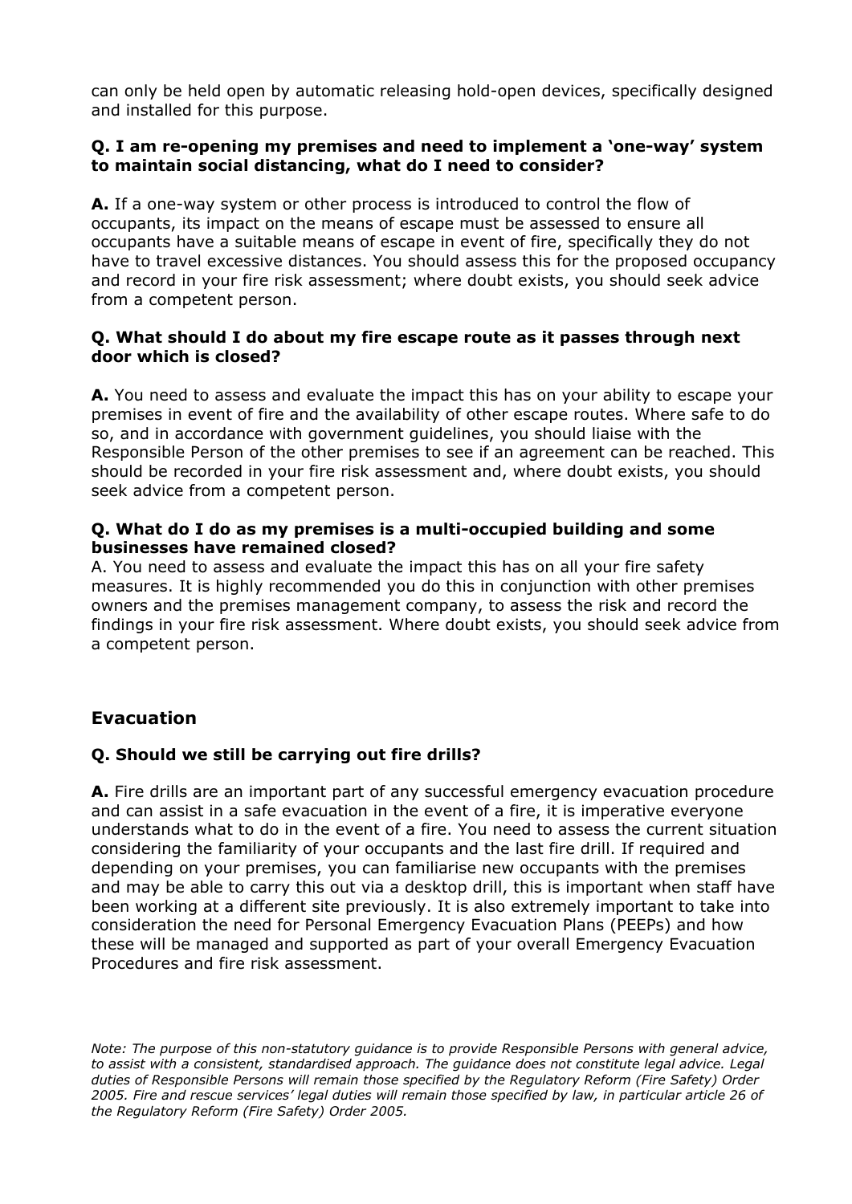can only be held open by automatic releasing hold-open devices, specifically designed and installed for this purpose.

**Q. I am re-opening my premises and need to implement a 'one-way' system to maintain social distancing, what do I need to consider?**

**A.** If a one-way system or other process is introduced to control the flow of occupants, its impact on the means of escape must be assessed to ensure all occupants have a suitable means of escape in event of fire, specifically they do not have to travel excessive distances. You should assess this for the proposed occupancy and record in your fire risk assessment; where doubt exists, you should seek advice from a competent person.

**Q. What should I do about my fire escape route as it passes through next door which is closed?**

**A.** You need to assess and evaluate the impact this has on your ability to escape your premises in event of fire and the availability of other escape routes. Where safe to do so, and in accordance with government guidelines, you should liaise with the Responsible Person of the other premises to see if an agreement can be reached. This should be recorded in your fire risk assessment and, where doubt exists, you should seek advice from a competent person.

**Q. What do I do as my premises is a multi-occupied building and some businesses have remained closed?**

A. You need to assess and evaluate the impact this has on all your fire safety measures. It is highly recommended you do this in conjunction with other premises owners and the premises management company, to assess the risk and record the findings in your fire risk assessment. Where doubt exists, you should seek advice from a competent person.

## Evacuation

**Q. Should we still be carrying out fire drills?**

**A.** Fire drills are an important part of any successful emergency evacuation procedure and can assist in a safe evacuation in the event of a fire, it is imperative everyone understands what to do in the event of a fire. You need to assess the current situation considering the familiarity of your occupants and the last fire drill. If required and depending on your premises, you can familiarise new occupants with the premises and may be able to carry this out via a desktop drill, this is important when staff have been working at a different site previously. It is also extremely important to take into consideration the need for Personal Emergency Evacuation Plans (PEEPs) and how these will be managed and supported as part of your overall Emergency Evacuation Procedures and fire risk assessment.

*Note: The purpose of this non-statutory guidance is to provide Responsible Persons with general advice, to assist with a consistent, standardised approach. The guidance does not constitute legal advice. Legal duties of Responsible Persons will remain those specified by the Regulatory Reform (Fire Safety) Order 2005. Fire and rescue services' legal duties will remain those specified by law, in particular article 26 of the Regulatory Reform (Fire Safety) Order 2005.*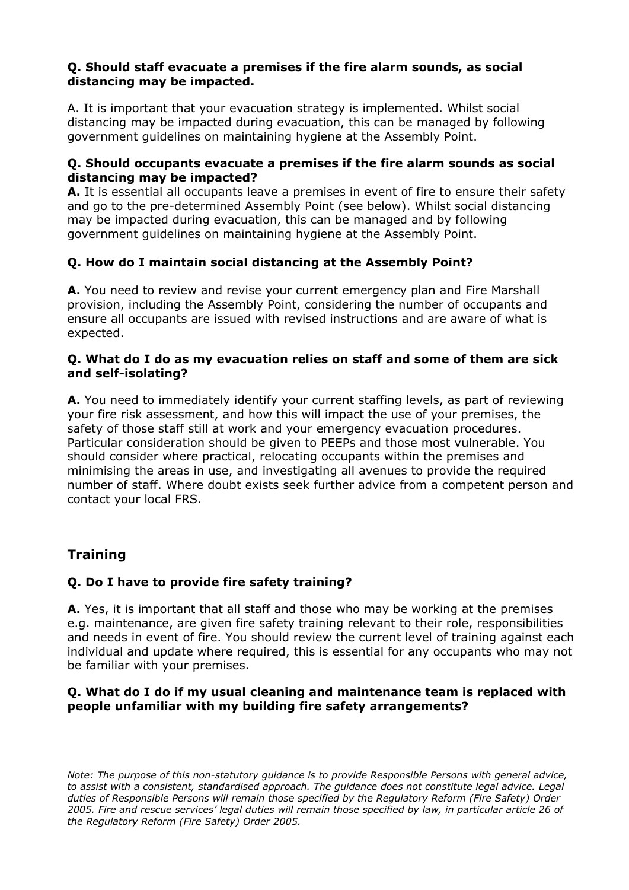**Q. Should staff evacuate a premises if the fire alarm sounds, as social distancing may be impacted.**

A. It is important that your evacuation strategy is implemented. Whilst social distancing may be impacted during evacuation, this can be managed by following government guidelines on maintaining hygiene at the Assembly Point.

**Q. Should occupants evacuate a premises if the fire alarm sounds as social distancing may be impacted?**

**A.** It is essential all occupants leave a premises in event of fire to ensure their safety and go to the pre-determined Assembly Point (see below). Whilst social distancing may be impacted during evacuation, this can be managed and by following government guidelines on maintaining hygiene at the Assembly Point.

**Q. How do I maintain social distancing at the Assembly Point?**

**A.** You need to review and revise your current emergency plan and Fire Marshall provision, including the Assembly Point, considering the number of occupants and ensure all occupants are issued with revised instructions and are aware of what is expected.

**Q. What do I do as my evacuation relies on staff and some of them are sick and self-isolating?**

**A.** You need to immediately identify your current staffing levels, as part of reviewing your fire risk assessment, and how this will impact the use of your premises, the safety of those staff still at work and your emergency evacuation procedures. Particular consideration should be given to PEEPs and those most vulnerable. You should consider where practical, relocating occupants within the premises and minimising the areas in use, and investigating all avenues to provide the required number of staff. Where doubt exists seek further advice from a competent person and contact your local FRS.

## Training

**Q. Do I have to provide fire safety training?**

**A.** Yes, it is important that all staff and those who may be working at the premises e.g. maintenance, are given fire safety training relevant to their role, responsibilities and needs in event of fire. You should review the current level of training against each individual and update where required, this is essential for any occupants who may not be familiar with your premises.

**Q. What do I do if my usual cleaning and maintenance team is replaced with people unfamiliar with my building fire safety arrangements?**

*Note: The purpose of this non-statutory guidance is to provide Responsible Persons with general advice, to assist with a consistent, standardised approach. The guidance does not constitute legal advice. Legal duties of Responsible Persons will remain those specified by the Regulatory Reform (Fire Safety) Order 2005. Fire and rescue services' legal duties will remain those specified by law, in particular article 26 of the Regulatory Reform (Fire Safety) Order 2005.*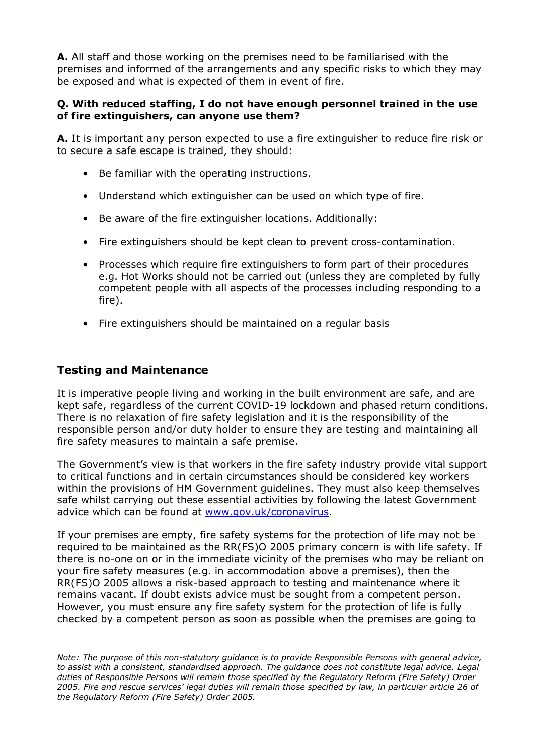**A.** All staff and those working on the premises need to be familiarised with the premises and informed of the arrangements and any specific risks to which they may be exposed and what is expected of them in event of fire.

**Q. With reduced staffing, I do not have enough personnel trained in the use of fire extinguishers, can anyone use them?**

**A.** It is important any person expected to use a fire extinguisher to reduce fire risk or to secure a safe escape is trained, they should:

- Be familiar with the operating instructions.
- Understand which extinguisher can be used on which type of fire.
- Be aware of the fire extinguisher locations. Additionally:
- Fire extinguishers should be kept clean to prevent cross-contamination.
- Processes which require fire extinguishers to form part of their procedures e.g. Hot Works should not be carried out (unless they are completed by fully competent people with all aspects of the processes including responding to a fire).
- Fire extinguishers should be maintained on a regular basis

## Testing and Maintenance

It is imperative people living and working in the built environment are safe, and are kept safe, regardless of the current COVID-19 lockdown and phased return conditions. There is no relaxation of fire safety legislation and it is the responsibility of the responsible person and/or duty holder to ensure they are testing and maintaining all fire safety measures to maintain a safe premise.

The Government's view is that workers in the fire safety industry provide vital support to critical functions and in certain circumstances should be considered key workers within the provisions of HM Government guidelines. They must also keep themselves safe whilst carrying out these essential activities by following the latest Government advice which can be found at [www.gov.uk/coronavirus](http://www.gov.uk/coronavirus).

If your premises are empty, fire safety systems for the protection of life may not be required to be maintained as the RR(FS)O 2005 primary concern is with life safety. If there is no-one on or in the immediate vicinity of the premises who may be reliant on your fire safety measures (e.g. in accommodation above a premises), then the RR(FS)O 2005 allows a risk-based approach to testing and maintenance where it remains vacant. If doubt exists advice must be sought from a competent person. However, you must ensure any fire safety system for the protection of life is fully checked by a competent person as soon as possible when the premises are going to

*Note: The purpose of this non-statutory guidance is to provide Responsible Persons with general advice, to assist with a consistent, standardised approach. The guidance does not constitute legal advice. Legal duties of Responsible Persons will remain those specified by the Regulatory Reform (Fire Safety) Order 2005. Fire and rescue services' legal duties will remain those specified by law, in particular article 26 of the Regulatory Reform (Fire Safety) Order 2005.*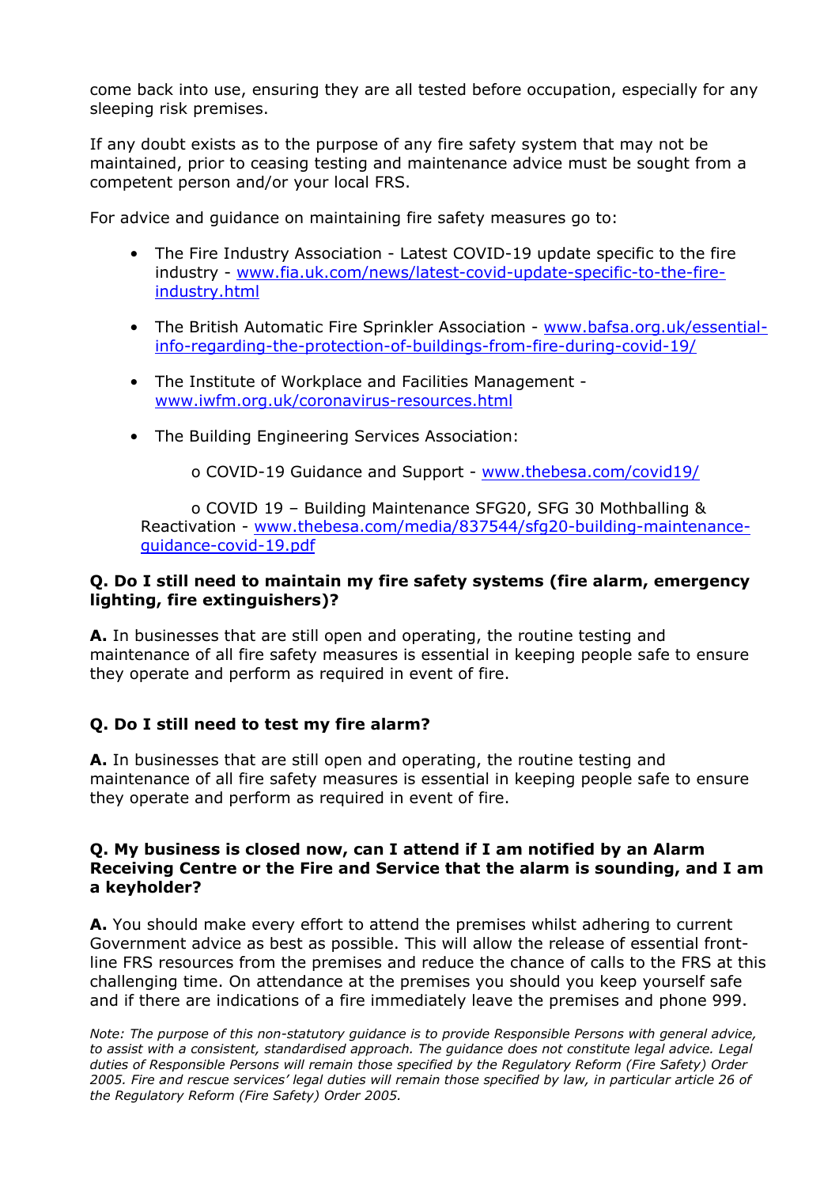come back into use, ensuring they are all tested before occupation, especially for any sleeping risk premises.

If any doubt exists as to the purpose of any fire safety system that may not be maintained, prior to ceasing testing and maintenance advice must be sought from a competent person and/or your local FRS.

For advice and guidance on maintaining fire safety measures go to:

- The Fire Industry Association - Latest COVID-19 update specific to the fire industry - www.fia.uk.com/news/latest-covid-update-specific-to-the-fire-industry.html
- The British Automatic Fire Sprinkler Association - www.bafsa.org.uk/essential-info-regarding-the-protection-of-buildings-from-fire-during-covid-19/
- The Institute of Workplace and Facilities Management - www.iwfm.org.uk/coronavirus-resources.html
- The Building Engineering Services Association:
  - COVID-19 Guidance and Support - www.thebesa.com/covid19/
  - COVID 19 – Building Maintenance SFG20, SFG 30 Mothballing & Reactivation - www.thebesa.com/media/837544/sfg20-building-maintenance-guidance-covid-19.pdf

**Q. Do I still need to maintain my fire safety systems (fire alarm, emergency lighting, fire extinguishers)?**

**A.** In businesses that are still open and operating, the routine testing and maintenance of all fire safety measures is essential in keeping people safe to ensure they operate and perform as required in event of fire.

**Q. Do I still need to test my fire alarm?**

**A.** In businesses that are still open and operating, the routine testing and maintenance of all fire safety measures is essential in keeping people safe to ensure they operate and perform as required in event of fire.

**Q. My business is closed now, can I attend if I am notified by an Alarm Receiving Centre or the Fire and Service that the alarm is sounding, and I am a keyholder?**

**A.** You should make every effort to attend the premises whilst adhering to current Government advice as best as possible. This will allow the release of essential front-line FRS resources from the premises and reduce the chance of calls to the FRS at this challenging time. On attendance at the premises you should you keep yourself safe and if there are indications of a fire immediately leave the premises and phone 999.

*Note: The purpose of this non-statutory guidance is to provide Responsible Persons with general advice, to assist with a consistent, standardised approach. The guidance does not constitute legal advice. Legal duties of Responsible Persons will remain those specified by the Regulatory Reform (Fire Safety) Order 2005. Fire and rescue services' legal duties will remain those specified by law, in particular article 26 of the Regulatory Reform (Fire Safety) Order 2005.*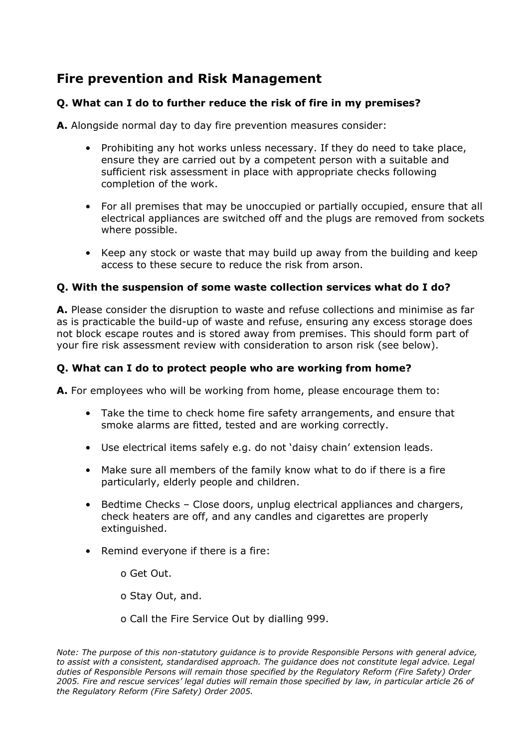## Fire prevention and Risk Management

**Q. What can I do to further reduce the risk of fire in my premises?**

**A.** Alongside normal day to day fire prevention measures consider:

- Prohibiting any hot works unless necessary. If they do need to take place, ensure they are carried out by a competent person with a suitable and sufficient risk assessment in place with appropriate checks following completion of the work.
- For all premises that may be unoccupied or partially occupied, ensure that all electrical appliances are switched off and the plugs are removed from sockets where possible.
- Keep any stock or waste that may build up away from the building and keep access to these secure to reduce the risk from arson.

**Q. With the suspension of some waste collection services what do I do?**

**A.** Please consider the disruption to waste and refuse collections and minimise as far as is practicable the build-up of waste and refuse, ensuring any excess storage does not block escape routes and is stored away from premises. This should form part of your fire risk assessment review with consideration to arson risk (see below).

**Q. What can I do to protect people who are working from home?**

**A.** For employees who will be working from home, please encourage them to:

- Take the time to check home fire safety arrangements, and ensure that smoke alarms are fitted, tested and are working correctly.
- Use electrical items safely e.g. do not 'daisy chain' extension leads.
- Make sure all members of the family know what to do if there is a fire particularly, elderly people and children.
- Bedtime Checks – Close doors, unplug electrical appliances and chargers, check heaters are off, and any candles and cigarettes are properly extinguished.
- Remind everyone if there is a fire:
  - Get Out.
  - Stay Out, and.
  - Call the Fire Service Out by dialling 999.

*Note: The purpose of this non-statutory guidance is to provide Responsible Persons with general advice, to assist with a consistent, standardised approach. The guidance does not constitute legal advice. Legal duties of Responsible Persons will remain those specified by the Regulatory Reform (Fire Safety) Order 2005. Fire and rescue services' legal duties will remain those specified by law, in particular article 26 of the Regulatory Reform (Fire Safety) Order 2005.*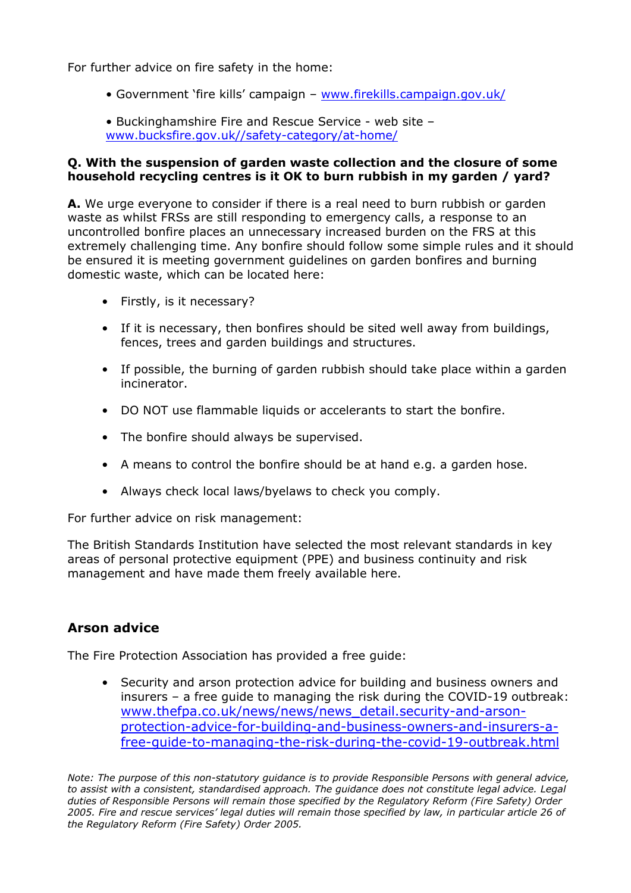For further advice on fire safety in the home:

- Government 'fire kills' campaign – [www.firekills.campaign.gov.uk/](www.firekills.campaign.gov.uk/)

- Buckinghamshire Fire and Rescue Service - web site – [www.bucksfire.gov.uk//safety-category/at-home/](www.bucksfire.gov.uk//safety-category/at-home/)

**Q. With the suspension of garden waste collection and the closure of some household recycling centres is it OK to burn rubbish in my garden / yard?**

**A.** We urge everyone to consider if there is a real need to burn rubbish or garden waste as whilst FRSs are still responding to emergency calls, a response to an uncontrolled bonfire places an unnecessary increased burden on the FRS at this extremely challenging time. Any bonfire should follow some simple rules and it should be ensured it is meeting government guidelines on garden bonfires and burning domestic waste, which can be located here:

- Firstly, is it necessary?
- If it is necessary, then bonfires should be sited well away from buildings, fences, trees and garden buildings and structures.
- If possible, the burning of garden rubbish should take place within a garden incinerator.
- DO NOT use flammable liquids or accelerants to start the bonfire.
- The bonfire should always be supervised.
- A means to control the bonfire should be at hand e.g. a garden hose.
- Always check local laws/byelaws to check you comply.

For further advice on risk management:

The British Standards Institution have selected the most relevant standards in key areas of personal protective equipment (PPE) and business continuity and risk management and have made them freely available here.

## Arson advice

The Fire Protection Association has provided a free guide:

- Security and arson protection advice for building and business owners and insurers – a free guide to managing the risk during the COVID-19 outbreak: [www.thefpa.co.uk/news/news/news_detail.security-and-arson-protection-advice-for-building-and-business-owners-and-insurers-a-free-guide-to-managing-the-risk-during-the-covid-19-outbreak.html](www.thefpa.co.uk/news/news/news_detail.security-and-arson-protection-advice-for-building-and-business-owners-and-insurers-a-free-guide-to-managing-the-risk-during-the-covid-19-outbreak.html)

*Note: The purpose of this non-statutory guidance is to provide Responsible Persons with general advice, to assist with a consistent, standardised approach. The guidance does not constitute legal advice. Legal duties of Responsible Persons will remain those specified by the Regulatory Reform (Fire Safety) Order 2005. Fire and rescue services' legal duties will remain those specified by law, in particular article 26 of the Regulatory Reform (Fire Safety) Order 2005.*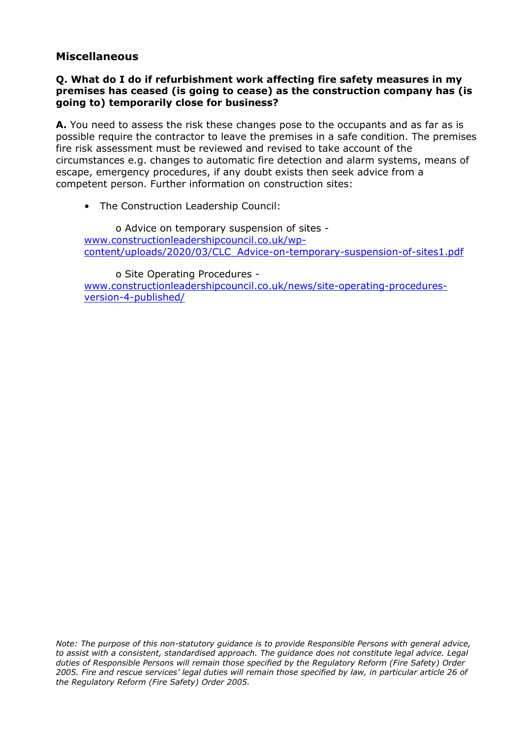## Miscellaneous

**Q. What do I do if refurbishment work affecting fire safety measures in my premises has ceased (is going to cease) as the construction company has (is going to) temporarily close for business?**

**A.** You need to assess the risk these changes pose to the occupants and as far as is possible require the contractor to leave the premises in a safe condition. The premises fire risk assessment must be reviewed and revised to take account of the circumstances e.g. changes to automatic fire detection and alarm systems, means of escape, emergency procedures, if any doubt exists then seek advice from a competent person. Further information on construction sites:

- The Construction Leadership Council:
  - Advice on temporary suspension of sites - www.constructionleadershipcouncil.co.uk/wp-content/uploads/2020/03/CLC_Advice-on-temporary-suspension-of-sites1.pdf
  - Site Operating Procedures - www.constructionleadershipcouncil.co.uk/news/site-operating-procedures-version-4-published/

*Note: The purpose of this non-statutory guidance is to provide Responsible Persons with general advice, to assist with a consistent, standardised approach. The guidance does not constitute legal advice. Legal duties of Responsible Persons will remain those specified by the Regulatory Reform (Fire Safety) Order 2005. Fire and rescue services' legal duties will remain those specified by law, in particular article 26 of the Regulatory Reform (Fire Safety) Order 2005.*